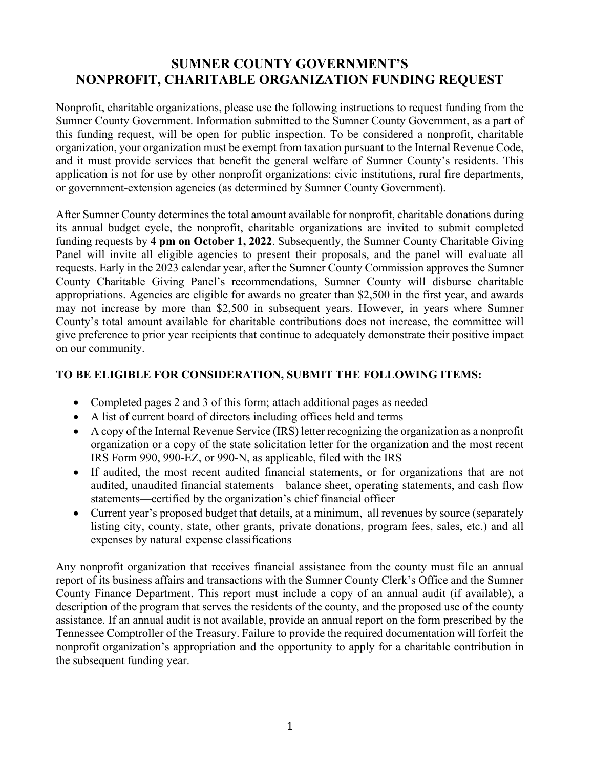# SUMNER COUNTY GOVERNMENT'S NONPROFIT, CHARITABLE ORGANIZATION FUNDING REQUEST

Nonprofit, charitable organizations, please use the following instructions to request funding from the Sumner County Government. Information submitted to the Sumner County Government, as a part of this funding request, will be open for public inspection. To be considered a nonprofit, charitable organization, your organization must be exempt from taxation pursuant to the Internal Revenue Code, and it must provide services that benefit the general welfare of Sumner County's residents. This application is not for use by other nonprofit organizations: civic institutions, rural fire departments, or government-extension agencies (as determined by Sumner County Government).

After Sumner County determines the total amount available for nonprofit, charitable donations during its annual budget cycle, the nonprofit, charitable organizations are invited to submit completed funding requests by **4 pm on October 1, 2022**. Subsequently, the Sumner County Charitable Giving Panel will invite all eligible agencies to present their proposals, and the panel will evaluate all requests. Early in the 2023 calendar year, after the Sumner County Commission approves the Sumner County Charitable Giving Panel's recommendations, Sumner County will disburse charitable appropriations. Agencies are eligible for awards no greater than $2,500 in the first year, and awards may not increase by more than $2,500 in subsequent years. However, in years where Sumner County's total amount available for charitable contributions does not increase, the committee will give preference to prior year recipients that continue to adequately demonstrate their positive impact on our community.

## TO BE ELIGIBLE FOR CONSIDERATION, SUBMIT THE FOLLOWING ITEMS:

- Completed pages 2 and 3 of this form; attach additional pages as needed
- A list of current board of directors including offices held and terms
- A copy of the Internal Revenue Service (IRS) letter recognizing the organization as a nonprofit organization or a copy of the state solicitation letter for the organization and the most recent IRS Form 990, 990-EZ, or 990-N, as applicable, filed with the IRS
- If audited, the most recent audited financial statements, or for organizations that are not audited, unaudited financial statements—balance sheet, operating statements, and cash flow statements—certified by the organization's chief financial officer
- Current year's proposed budget that details, at a minimum, all revenues by source (separately listing city, county, state, other grants, private donations, program fees, sales, etc.) and all expenses by natural expense classifications

Any nonprofit organization that receives financial assistance from the county must file an annual report of its business affairs and transactions with the Sumner County Clerk's Office and the Sumner County Finance Department. This report must include a copy of an annual audit (if available), a description of the program that serves the residents of the county, and the proposed use of the county assistance. If an annual audit is not available, provide an annual report on the form prescribed by the Tennessee Comptroller of the Treasury. Failure to provide the required documentation will forfeit the nonprofit organization's appropriation and the opportunity to apply for a charitable contribution in the subsequent funding year.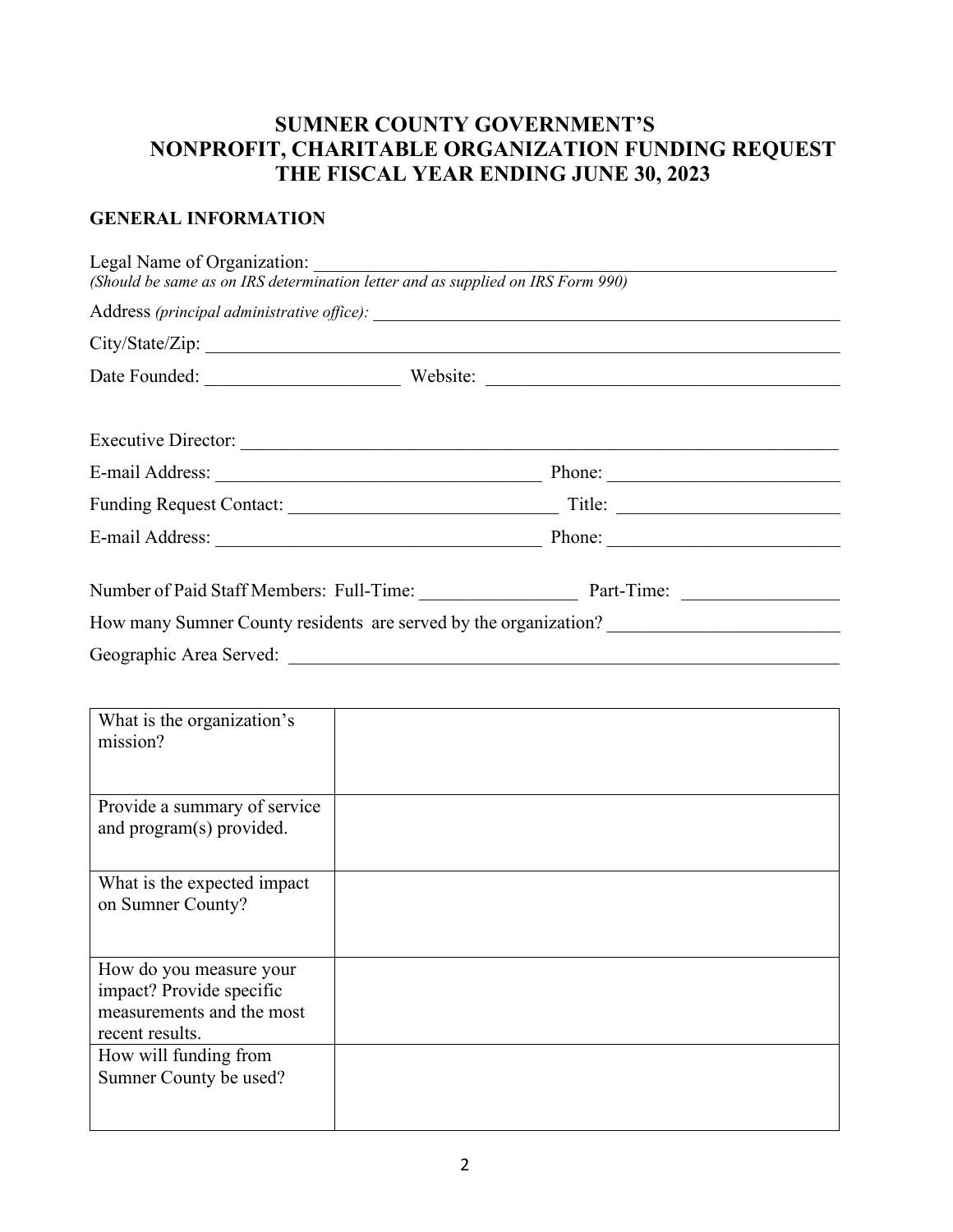# SUMNER COUNTY GOVERNMENT'S
# NONPROFIT, CHARITABLE ORGANIZATION FUNDING REQUEST
# THE FISCAL YEAR ENDING JUNE 30, 2023

## GENERAL INFORMATION

Legal Name of Organization: ________________________________________________
*(Should be same as on IRS determination letter and as supplied on IRS Form 990)*

Address *(principal administrative office):* ________________________________________

City/State/Zip: ________________________________________________________

Date Founded: ____________________ Website: ________________________________

Executive Director: ____________________________________________________

E-mail Address: ______________________________ Phone: ______________________

Funding Request Contact: ________________________ Title: ______________________

E-mail Address: ______________________________ Phone: ______________________

Number of Paid Staff Members: Full-Time: ______________ Part-Time: ______________

How many Sumner County residents are served by the organization? ______________________

Geographic Area Served: ________________________________________________

| | |
|---|---|
| What is the organization's mission? | |
| Provide a summary of service and program(s) provided. | |
| What is the expected impact on Sumner County? | |
| How do you measure your impact? Provide specific measurements and the most recent results. | |
| How will funding from Sumner County be used? | |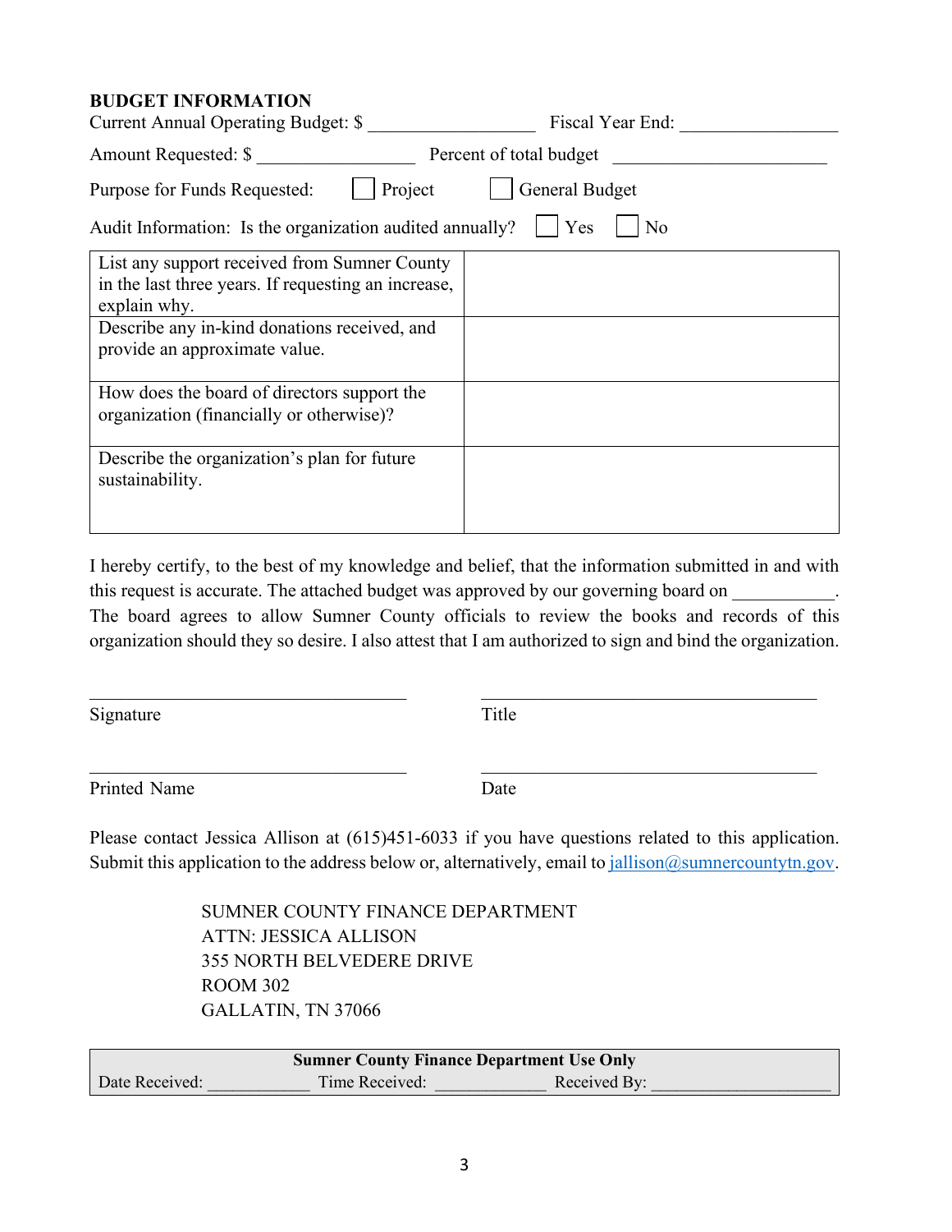## BUDGET INFORMATION

Current Annual Operating Budget: $ __________________ Fiscal Year End: ________________

Amount Requested: $ _________________ Percent of total budget ______________________

Purpose for Funds Requested: ☐ Project ☐ General Budget

Audit Information: Is the organization audited annually? ☐ Yes ☐ No

| | |
|---|---|
| List any support received from Sumner County in the last three years. If requesting an increase, explain why. | |
| Describe any in-kind donations received, and provide an approximate value. | |
| How does the board of directors support the organization (financially or otherwise)? | |
| Describe the organization's plan for future sustainability. | |

I hereby certify, to the best of my knowledge and belief, that the information submitted in and with this request is accurate. The attached budget was approved by our governing board on ___________. The board agrees to allow Sumner County officials to review the books and records of this organization should they so desire. I also attest that I am authorized to sign and bind the organization.

___________________________________ ___________________________________

Signature Title

___________________________________ ___________________________________

Printed Name Date

Please contact Jessica Allison at (615)451-6033 if you have questions related to this application. Submit this application to the address below or, alternatively, email to jallison@sumnercountytn.gov.

SUMNER COUNTY FINANCE DEPARTMENT
ATTN: JESSICA ALLISON
355 NORTH BELVEDERE DRIVE
ROOM 302
GALLATIN, TN 37066

| Sumner County Finance Department Use Only |
|---|
| Date Received: ___________ Time Received: ____________ Received By: ___________________ |